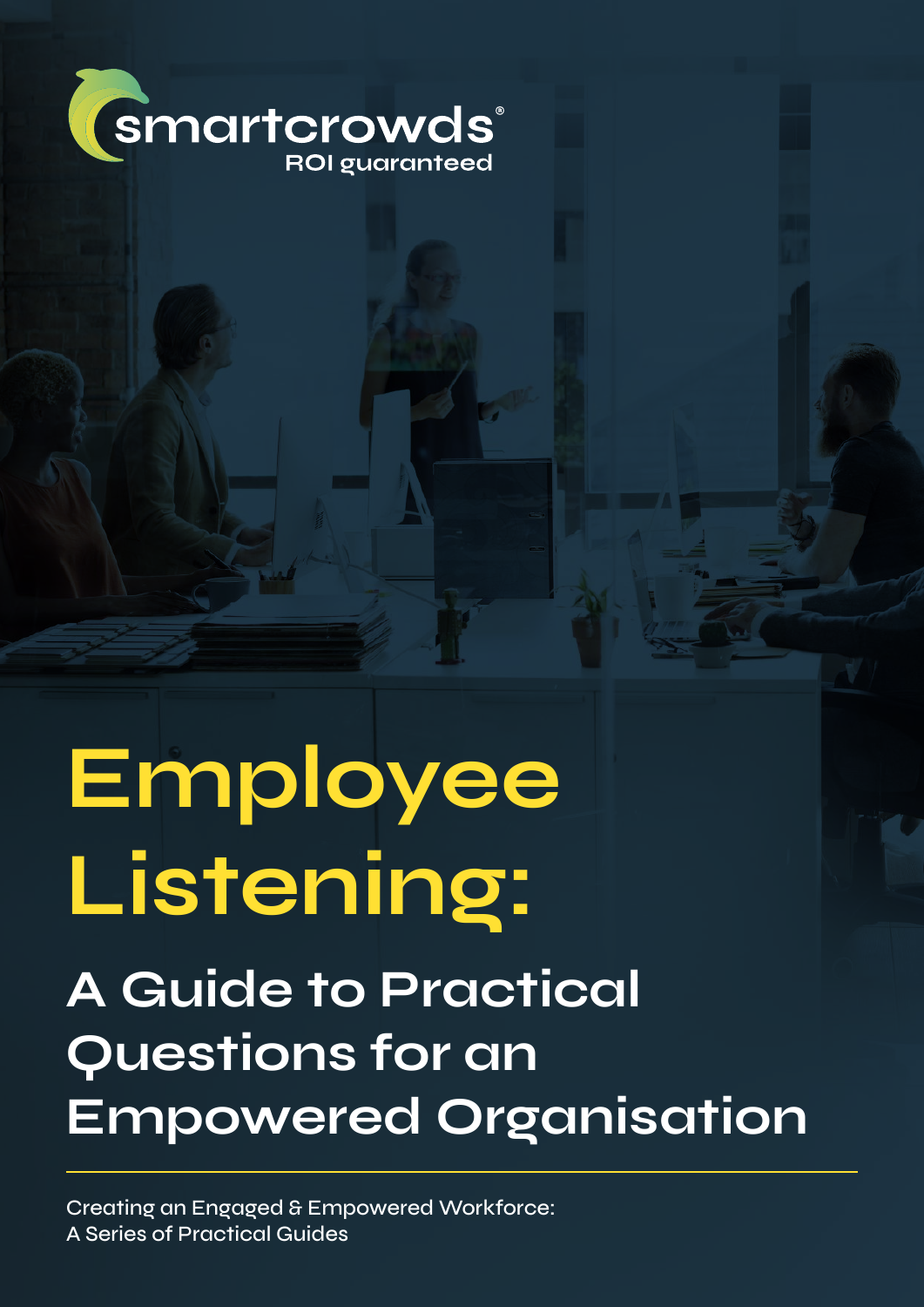smartcrowds®
ROI guaranteed

# Employee Listening:

## A Guide to Practical Questions for an Empowered Organisation

Creating an Engaged & Empowered Workforce:
A Series of Practical Guides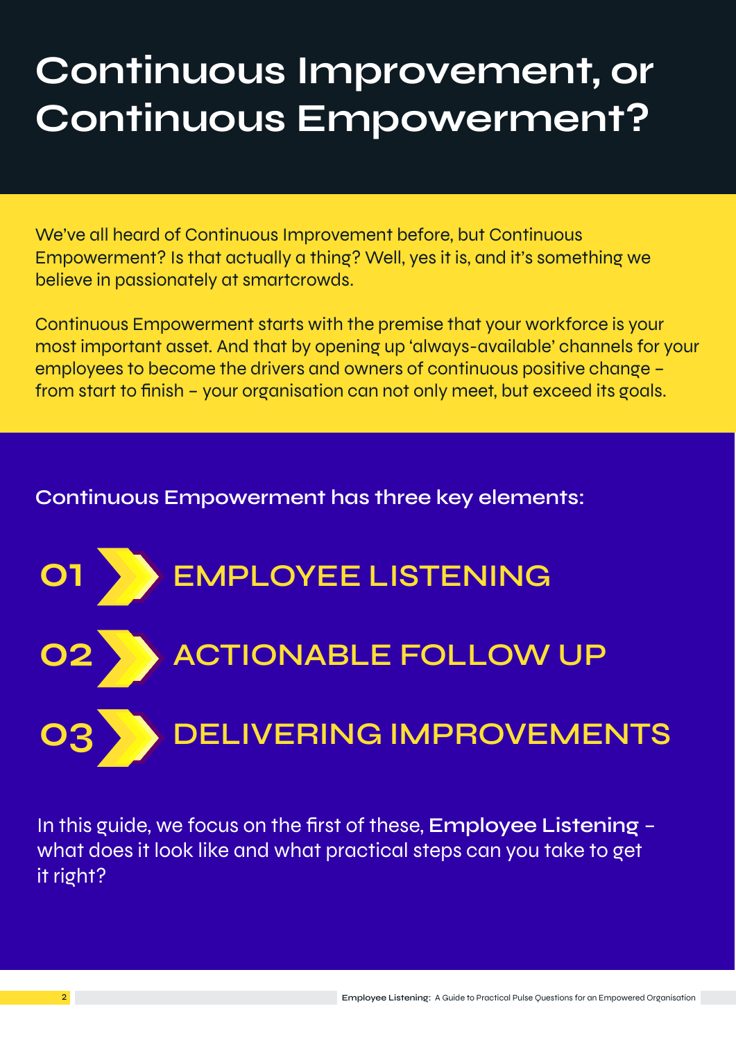# Continuous Improvement, or Continuous Empowerment?

We've all heard of Continuous Improvement before, but Continuous Empowerment? Is that actually a thing? Well, yes it is, and it's something we believe in passionately at smartcrowds.

Continuous Empowerment starts with the premise that your workforce is your most important asset. And that by opening up 'always-available' channels for your employees to become the drivers and owners of continuous positive change – from start to finish – your organisation can not only meet, but exceed its goals.

## Continuous Empowerment has three key elements:

01 EMPLOYEE LISTENING

02 ACTIONABLE FOLLOW UP

03 DELIVERING IMPROVEMENTS

In this guide, we focus on the first of these, **Employee Listening** – what does it look like and what practical steps can you take to get it right?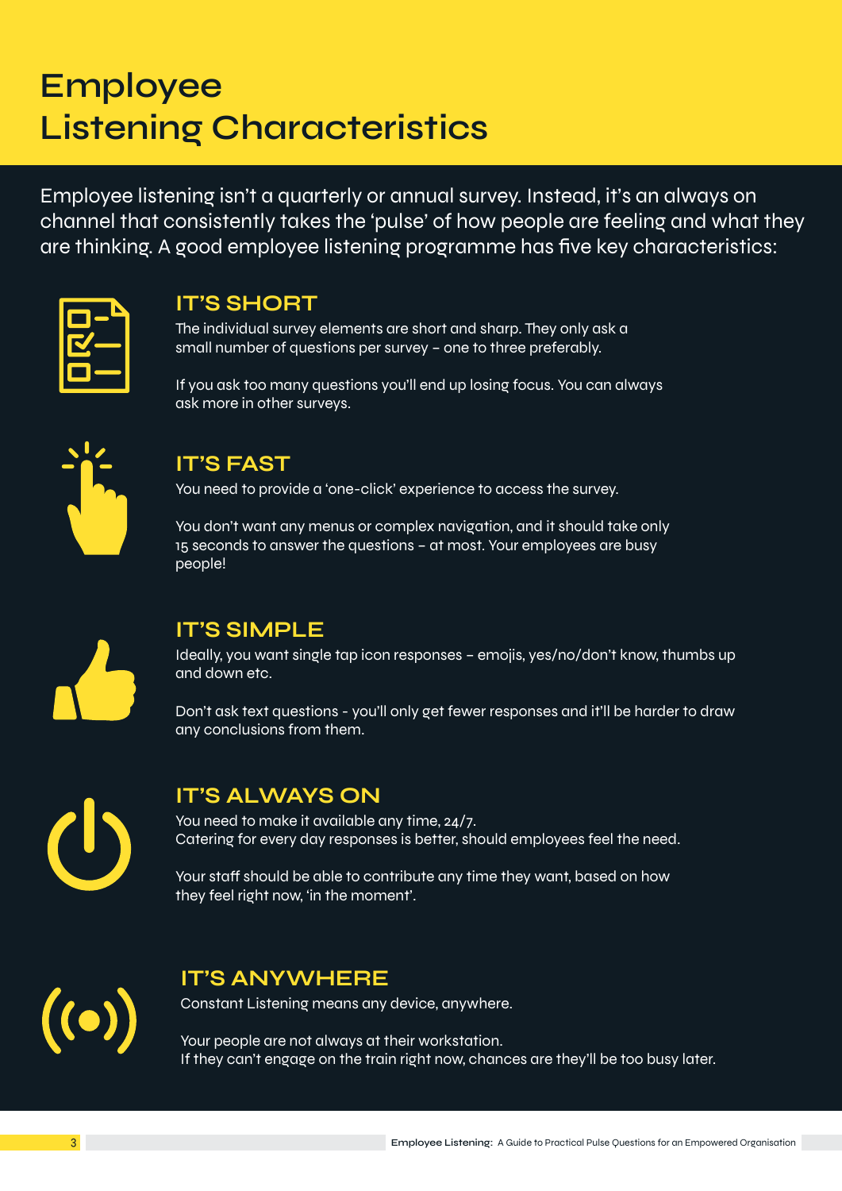# Employee Listening Characteristics

Employee listening isn't a quarterly or annual survey. Instead, it's an always on channel that consistently takes the 'pulse' of how people are feeling and what they are thinking. A good employee listening programme has five key characteristics:

## IT'S SHORT

The individual survey elements are short and sharp. They only ask a small number of questions per survey – one to three preferably.

If you ask too many questions you'll end up losing focus. You can always ask more in other surveys.

## IT'S FAST

You need to provide a 'one-click' experience to access the survey.

You don't want any menus or complex navigation, and it should take only 15 seconds to answer the questions – at most. Your employees are busy people!

## IT'S SIMPLE

Ideally, you want single tap icon responses – emojis, yes/no/don't know, thumbs up and down etc.

Don't ask text questions - you'll only get fewer responses and it'll be harder to draw any conclusions from them.

## IT'S ALWAYS ON

You need to make it available any time, 24/7.
Catering for every day responses is better, should employees feel the need.

Your staff should be able to contribute any time they want, based on how they feel right now, 'in the moment'.

## IT'S ANYWHERE

Constant Listening means any device, anywhere.

Your people are not always at their workstation.
If they can't engage on the train right now, chances are they'll be too busy later.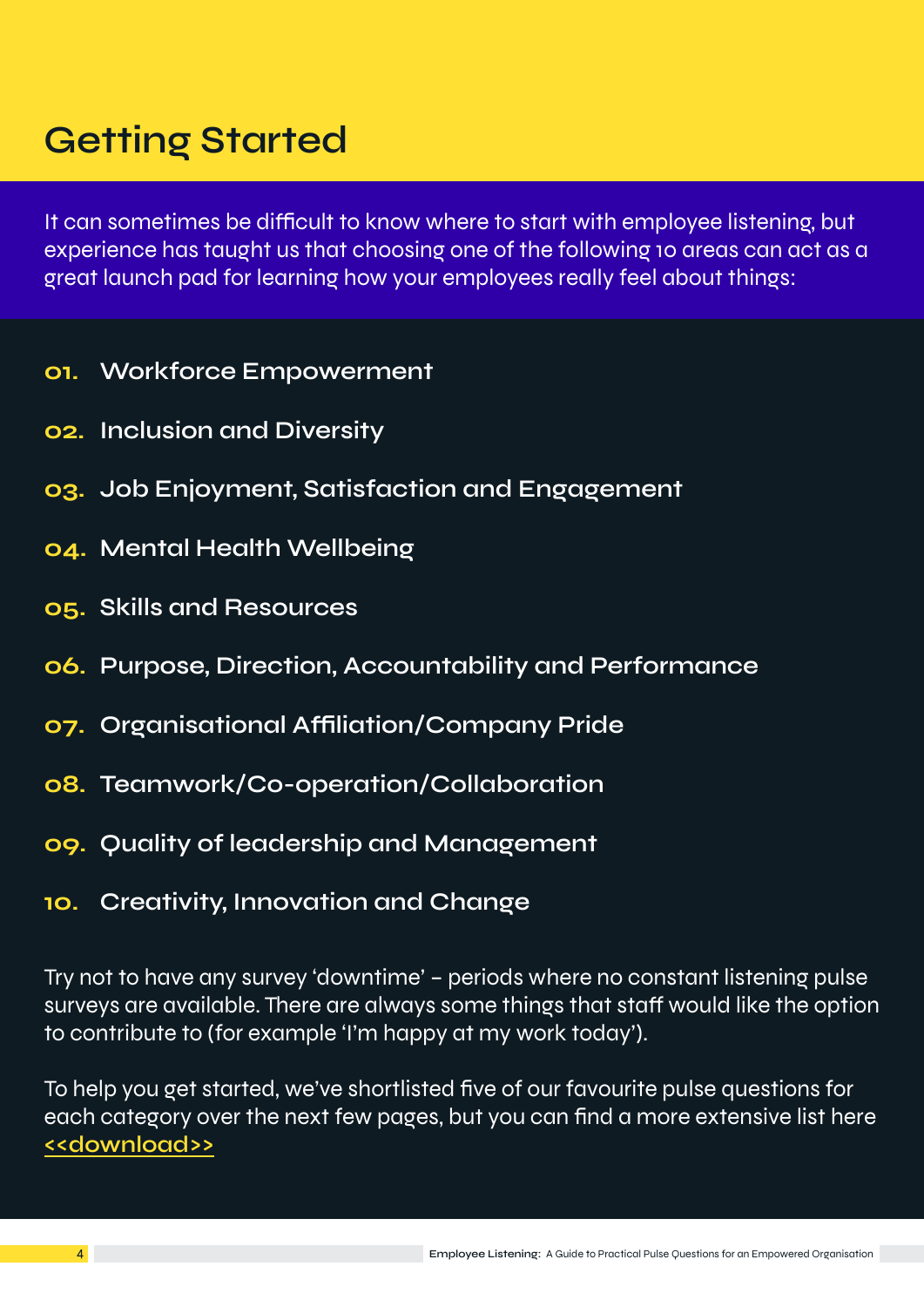# Getting Started

It can sometimes be difficult to know where to start with employee listening, but experience has taught us that choosing one of the following 10 areas can act as a great launch pad for learning how your employees really feel about things:

01. Workforce Empowerment
02. Inclusion and Diversity
03. Job Enjoyment, Satisfaction and Engagement
04. Mental Health Wellbeing
05. Skills and Resources
06. Purpose, Direction, Accountability and Performance
07. Organisational Affiliation/Company Pride
08. Teamwork/Co-operation/Collaboration
09. Quality of leadership and Management
10. Creativity, Innovation and Change

Try not to have any survey 'downtime' – periods where no constant listening pulse surveys are available. There are always some things that staff would like the option to contribute to (for example 'I'm happy at my work today').

To help you get started, we've shortlisted five of our favourite pulse questions for each category over the next few pages, but you can find a more extensive list here <<download>>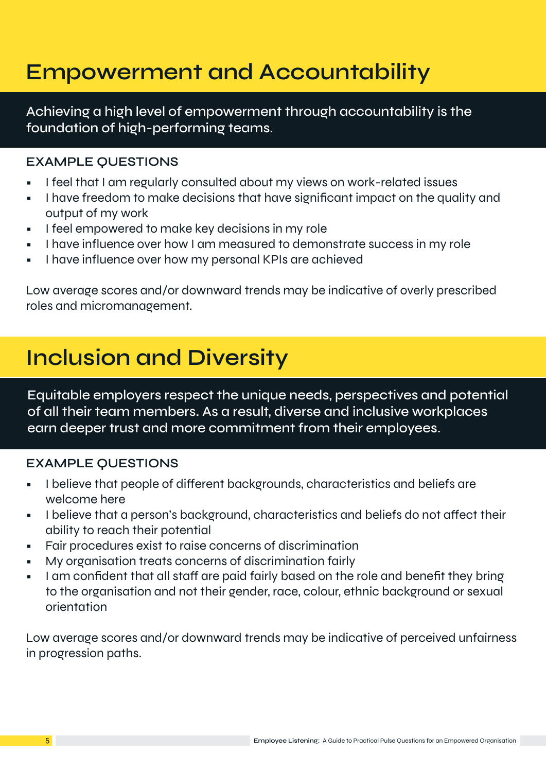# Empowerment and Accountability

Achieving a high level of empowerment through accountability is the foundation of high-performing teams.

### EXAMPLE QUESTIONS

- I feel that I am regularly consulted about my views on work-related issues
- I have freedom to make decisions that have significant impact on the quality and output of my work
- I feel empowered to make key decisions in my role
- I have influence over how I am measured to demonstrate success in my role
- I have influence over how my personal KPIs are achieved

Low average scores and/or downward trends may be indicative of overly prescribed roles and micromanagement.

# Inclusion and Diversity

Equitable employers respect the unique needs, perspectives and potential of all their team members. As a result, diverse and inclusive workplaces earn deeper trust and more commitment from their employees.

### EXAMPLE QUESTIONS

- I believe that people of different backgrounds, characteristics and beliefs are welcome here
- I believe that a person's background, characteristics and beliefs do not affect their ability to reach their potential
- Fair procedures exist to raise concerns of discrimination
- My organisation treats concerns of discrimination fairly
- I am confident that all staff are paid fairly based on the role and benefit they bring to the organisation and not their gender, race, colour, ethnic background or sexual orientation

Low average scores and/or downward trends may be indicative of perceived unfairness in progression paths.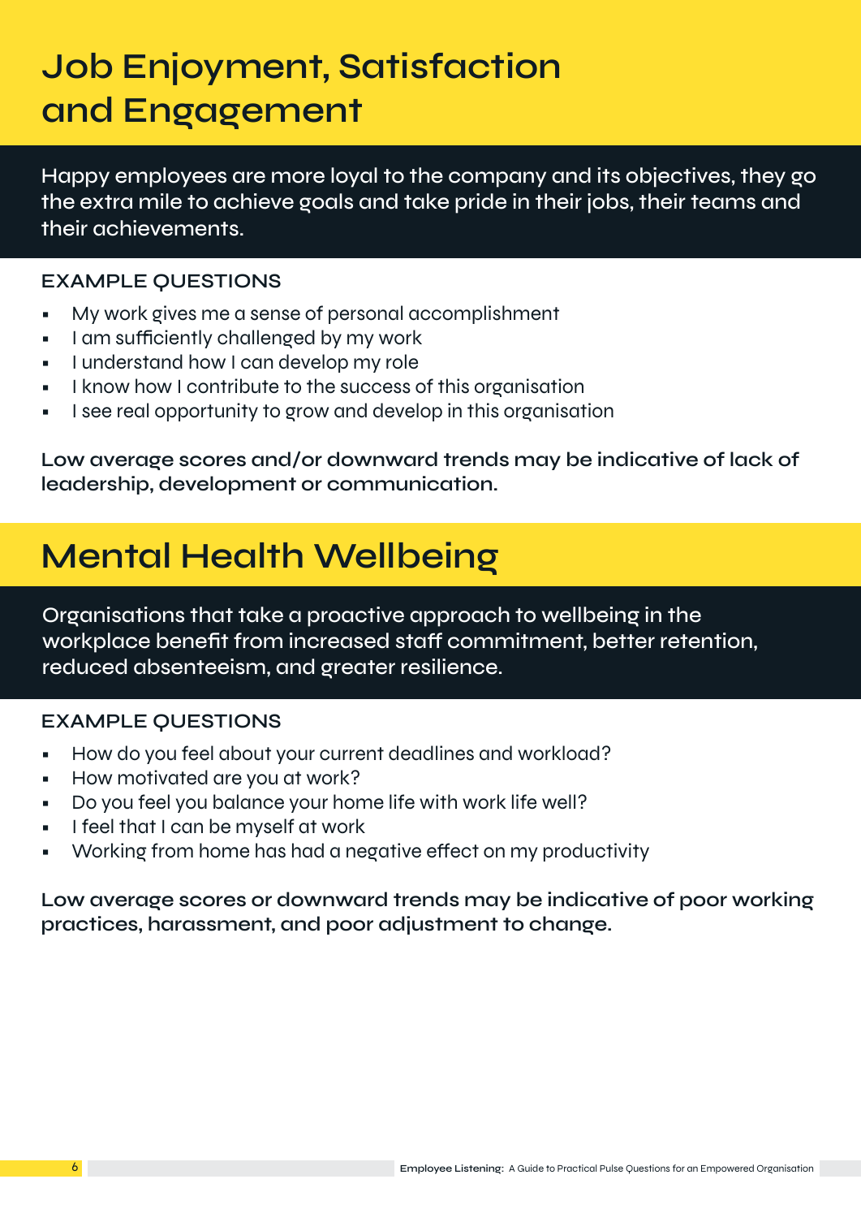# Job Enjoyment, Satisfaction and Engagement

Happy employees are more loyal to the company and its objectives, they go the extra mile to achieve goals and take pride in their jobs, their teams and their achievements.

### EXAMPLE QUESTIONS

- My work gives me a sense of personal accomplishment
- I am sufficiently challenged by my work
- I understand how I can develop my role
- I know how I contribute to the success of this organisation
- I see real opportunity to grow and develop in this organisation

**Low average scores and/or downward trends may be indicative of lack of leadership, development or communication.**

# Mental Health Wellbeing

Organisations that take a proactive approach to wellbeing in the workplace benefit from increased staff commitment, better retention, reduced absenteeism, and greater resilience.

### EXAMPLE QUESTIONS

- How do you feel about your current deadlines and workload?
- How motivated are you at work?
- Do you feel you balance your home life with work life well?
- I feel that I can be myself at work
- Working from home has had a negative effect on my productivity

**Low average scores or downward trends may be indicative of poor working practices, harassment, and poor adjustment to change.**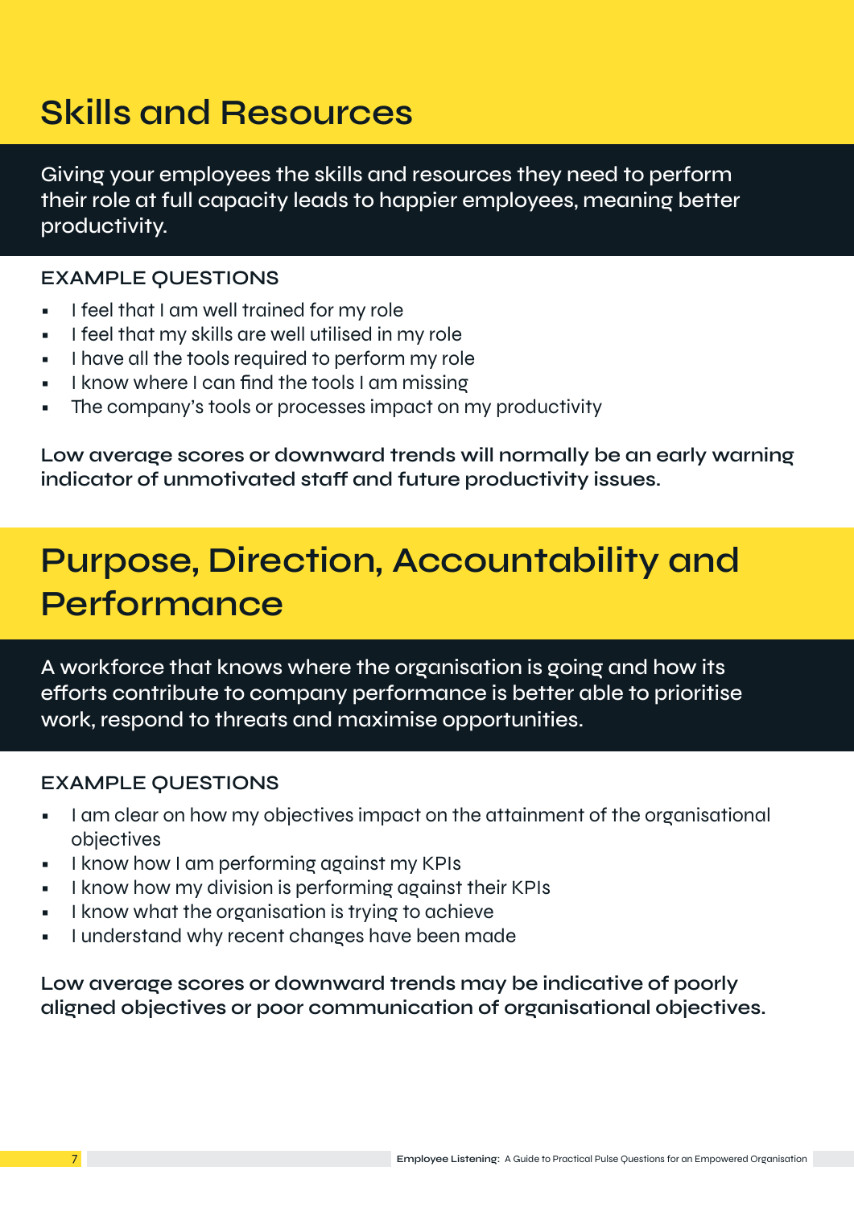# Skills and Resources

Giving your employees the skills and resources they need to perform their role at full capacity leads to happier employees, meaning better productivity.

### EXAMPLE QUESTIONS

- I feel that I am well trained for my role
- I feel that my skills are well utilised in my role
- I have all the tools required to perform my role
- I know where I can find the tools I am missing
- The company's tools or processes impact on my productivity

**Low average scores or downward trends will normally be an early warning indicator of unmotivated staff and future productivity issues.**

# Purpose, Direction, Accountability and Performance

A workforce that knows where the organisation is going and how its efforts contribute to company performance is better able to prioritise work, respond to threats and maximise opportunities.

### EXAMPLE QUESTIONS

- I am clear on how my objectives impact on the attainment of the organisational objectives
- I know how I am performing against my KPIs
- I know how my division is performing against their KPIs
- I know what the organisation is trying to achieve
- I understand why recent changes have been made

**Low average scores or downward trends may be indicative of poorly aligned objectives or poor communication of organisational objectives.**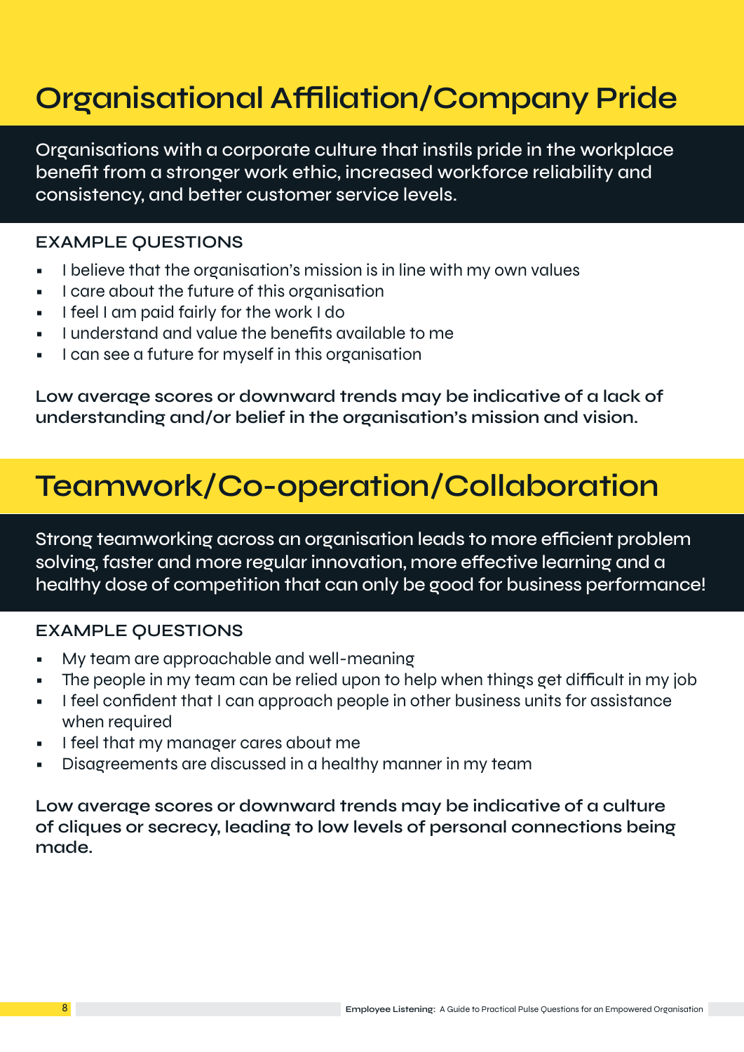# Organisational Affiliation/Company Pride

Organisations with a corporate culture that instils pride in the workplace benefit from a stronger work ethic, increased workforce reliability and consistency, and better customer service levels.

### EXAMPLE QUESTIONS

- I believe that the organisation's mission is in line with my own values
- I care about the future of this organisation
- I feel I am paid fairly for the work I do
- I understand and value the benefits available to me
- I can see a future for myself in this organisation

**Low average scores or downward trends may be indicative of a lack of understanding and/or belief in the organisation's mission and vision.**

# Teamwork/Co-operation/Collaboration

Strong teamworking across an organisation leads to more efficient problem solving, faster and more regular innovation, more effective learning and a healthy dose of competition that can only be good for business performance!

### EXAMPLE QUESTIONS

- My team are approachable and well-meaning
- The people in my team can be relied upon to help when things get difficult in my job
- I feel confident that I can approach people in other business units for assistance when required
- I feel that my manager cares about me
- Disagreements are discussed in a healthy manner in my team

**Low average scores or downward trends may be indicative of a culture of cliques or secrecy, leading to low levels of personal connections being made.**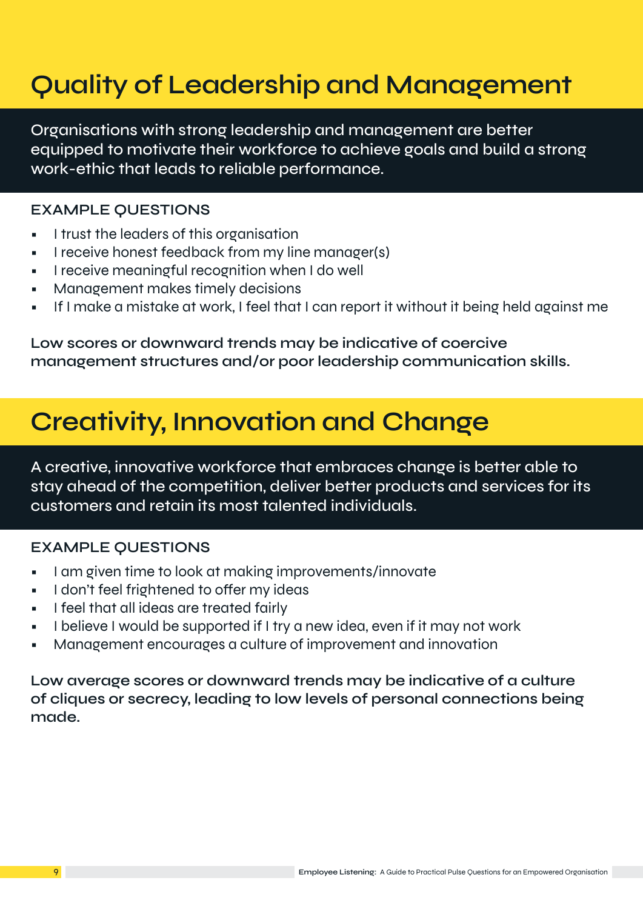# Quality of Leadership and Management

Organisations with strong leadership and management are better equipped to motivate their workforce to achieve goals and build a strong work-ethic that leads to reliable performance.

## EXAMPLE QUESTIONS

- I trust the leaders of this organisation
- I receive honest feedback from my line manager(s)
- I receive meaningful recognition when I do well
- Management makes timely decisions
- If I make a mistake at work, I feel that I can report it without it being held against me

**Low scores or downward trends may be indicative of coercive management structures and/or poor leadership communication skills.**

# Creativity, Innovation and Change

A creative, innovative workforce that embraces change is better able to stay ahead of the competition, deliver better products and services for its customers and retain its most talented individuals.

## EXAMPLE QUESTIONS

- I am given time to look at making improvements/innovate
- I don't feel frightened to offer my ideas
- I feel that all ideas are treated fairly
- I believe I would be supported if I try a new idea, even if it may not work
- Management encourages a culture of improvement and innovation

**Low average scores or downward trends may be indicative of a culture of cliques or secrecy, leading to low levels of personal connections being made.**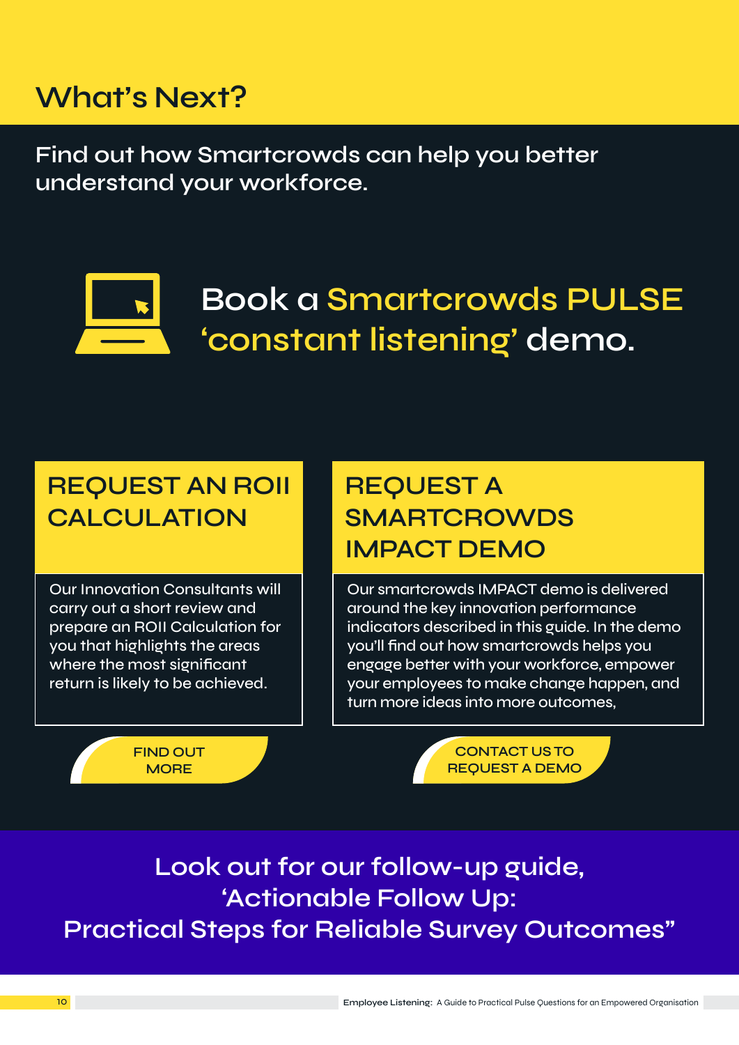# What's Next?

Find out how Smartcrowds can help you better understand your workforce.

## Book a Smartcrowds PULSE 'constant listening' demo.

### REQUEST AN ROII CALCULATION

Our Innovation Consultants will carry out a short review and prepare an ROII Calculation for you that highlights the areas where the most significant return is likely to be achieved.

FIND OUT MORE

### REQUEST A SMARTCROWDS IMPACT DEMO

Our smartcrowds IMPACT demo is delivered around the key innovation performance indicators described in this guide. In the demo you'll find out how smartcrowds helps you engage better with your workforce, empower your employees to make change happen, and turn more ideas into more outcomes,

CONTACT US TO REQUEST A DEMO

Look out for our follow-up guide, 'Actionable Follow Up: Practical Steps for Reliable Survey Outcomes"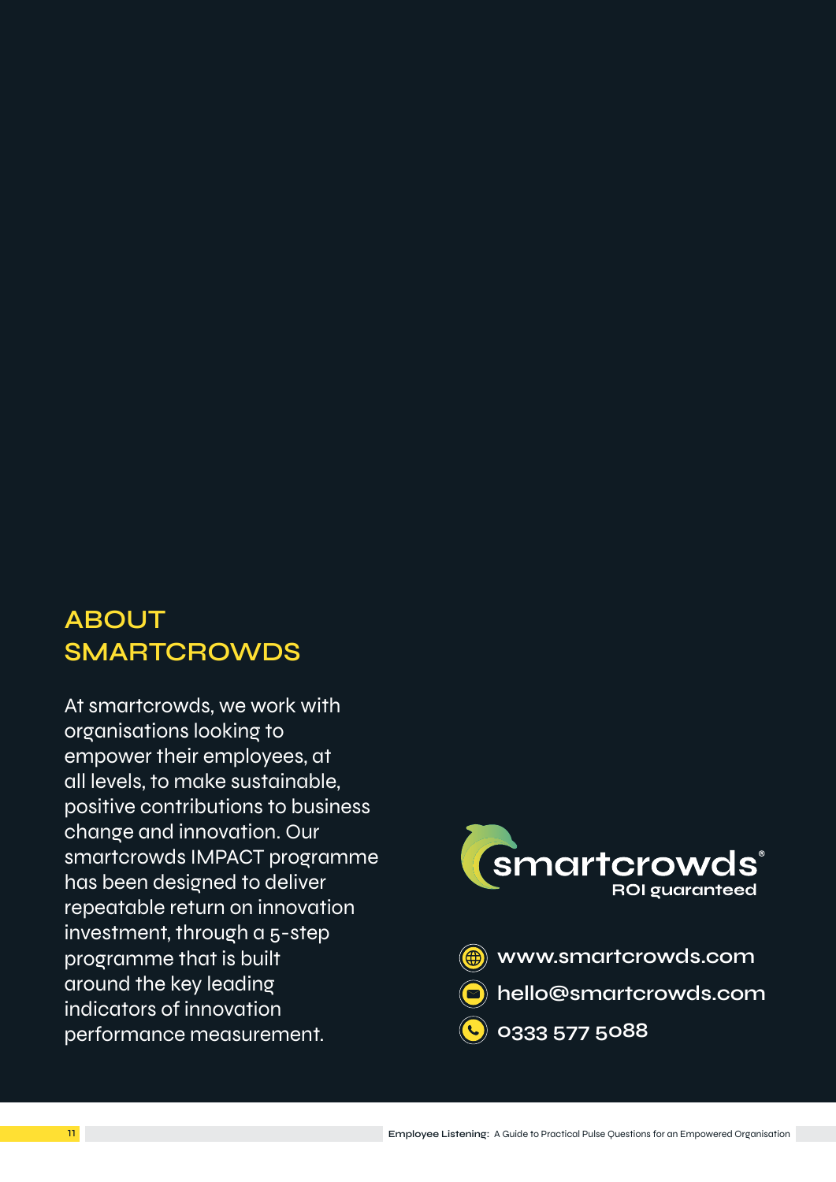## ABOUT SMARTCROWDS

At smartcrowds, we work with organisations looking to empower their employees, at all levels, to make sustainable, positive contributions to business change and innovation. Our smartcrowds IMPACT programme has been designed to deliver repeatable return on innovation investment, through a 5-step programme that is built around the key leading indicators of innovation performance measurement.

smartcrowds®
ROI guaranteed

www.smartcrowds.com

hello@smartcrowds.com

0333 577 5088